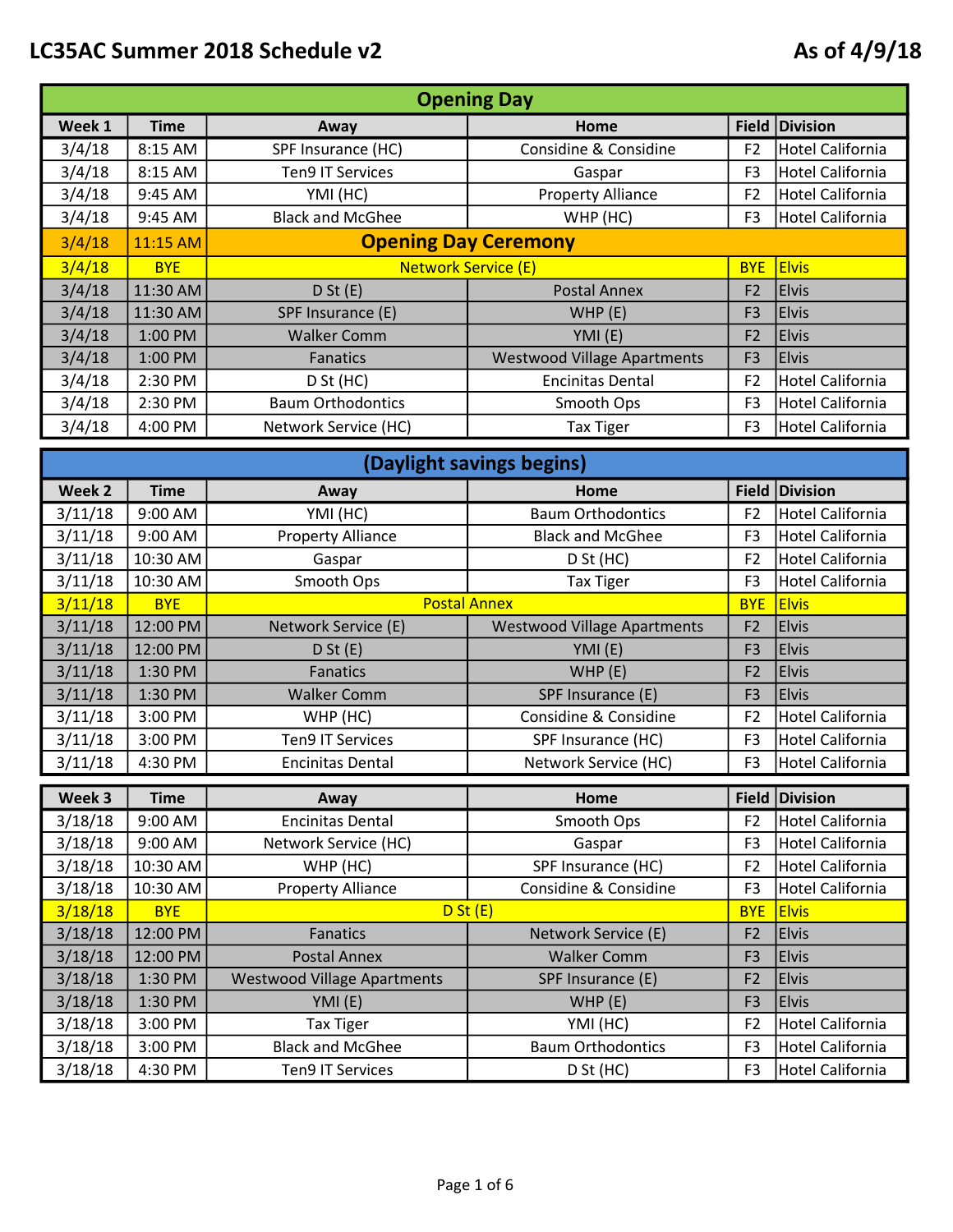# LC35AC Summer 2018 Schedule v2

As of 4/9/18

## Opening Day

| Week 1 | Time | Away | Home | Field | Division |
|---|---|---|---|---|---|
| 3/4/18 | 8:15 AM | SPF Insurance (HC) | Considine & Considine | F2 | Hotel California |
| 3/4/18 | 8:15 AM | Ten9 IT Services | Gaspar | F3 | Hotel California |
| 3/4/18 | 9:45 AM | YMI (HC) | Property Alliance | F2 | Hotel California |
| 3/4/18 | 9:45 AM | Black and McGhee | WHP (HC) | F3 | Hotel California |
| 3/4/18 | 11:15 AM | **Opening Day Ceremony** | | | |
| 3/4/18 | BYE | Network Service (E) | | BYE | Elvis |
| 3/4/18 | 11:30 AM | D St (E) | Postal Annex | F2 | Elvis |
| 3/4/18 | 11:30 AM | SPF Insurance (E) | WHP (E) | F3 | Elvis |
| 3/4/18 | 1:00 PM | Walker Comm | YMI (E) | F2 | Elvis |
| 3/4/18 | 1:00 PM | Fanatics | Westwood Village Apartments | F3 | Elvis |
| 3/4/18 | 2:30 PM | D St (HC) | Encinitas Dental | F2 | Hotel California |
| 3/4/18 | 2:30 PM | Baum Orthodontics | Smooth Ops | F3 | Hotel California |
| 3/4/18 | 4:00 PM | Network Service (HC) | Tax Tiger | F3 | Hotel California |

## (Daylight savings begins)

| Week 2 | Time | Away | Home | Field | Division |
|---|---|---|---|---|---|
| 3/11/18 | 9:00 AM | YMI (HC) | Baum Orthodontics | F2 | Hotel California |
| 3/11/18 | 9:00 AM | Property Alliance | Black and McGhee | F3 | Hotel California |
| 3/11/18 | 10:30 AM | Gaspar | D St (HC) | F2 | Hotel California |
| 3/11/18 | 10:30 AM | Smooth Ops | Tax Tiger | F3 | Hotel California |
| 3/11/18 | BYE | Postal Annex | | BYE | Elvis |
| 3/11/18 | 12:00 PM | Network Service (E) | Westwood Village Apartments | F2 | Elvis |
| 3/11/18 | 12:00 PM | D St (E) | YMI (E) | F3 | Elvis |
| 3/11/18 | 1:30 PM | Fanatics | WHP (E) | F2 | Elvis |
| 3/11/18 | 1:30 PM | Walker Comm | SPF Insurance (E) | F3 | Elvis |
| 3/11/18 | 3:00 PM | WHP (HC) | Considine & Considine | F2 | Hotel California |
| 3/11/18 | 3:00 PM | Ten9 IT Services | SPF Insurance (HC) | F3 | Hotel California |
| 3/11/18 | 4:30 PM | Encinitas Dental | Network Service (HC) | F3 | Hotel California |

| Week 3 | Time | Away | Home | Field | Division |
|---|---|---|---|---|---|
| 3/18/18 | 9:00 AM | Encinitas Dental | Smooth Ops | F2 | Hotel California |
| 3/18/18 | 9:00 AM | Network Service (HC) | Gaspar | F3 | Hotel California |
| 3/18/18 | 10:30 AM | WHP (HC) | SPF Insurance (HC) | F2 | Hotel California |
| 3/18/18 | 10:30 AM | Property Alliance | Considine & Considine | F3 | Hotel California |
| 3/18/18 | BYE | D St (E) | | BYE | Elvis |
| 3/18/18 | 12:00 PM | Fanatics | Network Service (E) | F2 | Elvis |
| 3/18/18 | 12:00 PM | Postal Annex | Walker Comm | F3 | Elvis |
| 3/18/18 | 1:30 PM | Westwood Village Apartments | SPF Insurance (E) | F2 | Elvis |
| 3/18/18 | 1:30 PM | YMI (E) | WHP (E) | F3 | Elvis |
| 3/18/18 | 3:00 PM | Tax Tiger | YMI (HC) | F2 | Hotel California |
| 3/18/18 | 3:00 PM | Black and McGhee | Baum Orthodontics | F3 | Hotel California |
| 3/18/18 | 4:30 PM | Ten9 IT Services | D St (HC) | F3 | Hotel California |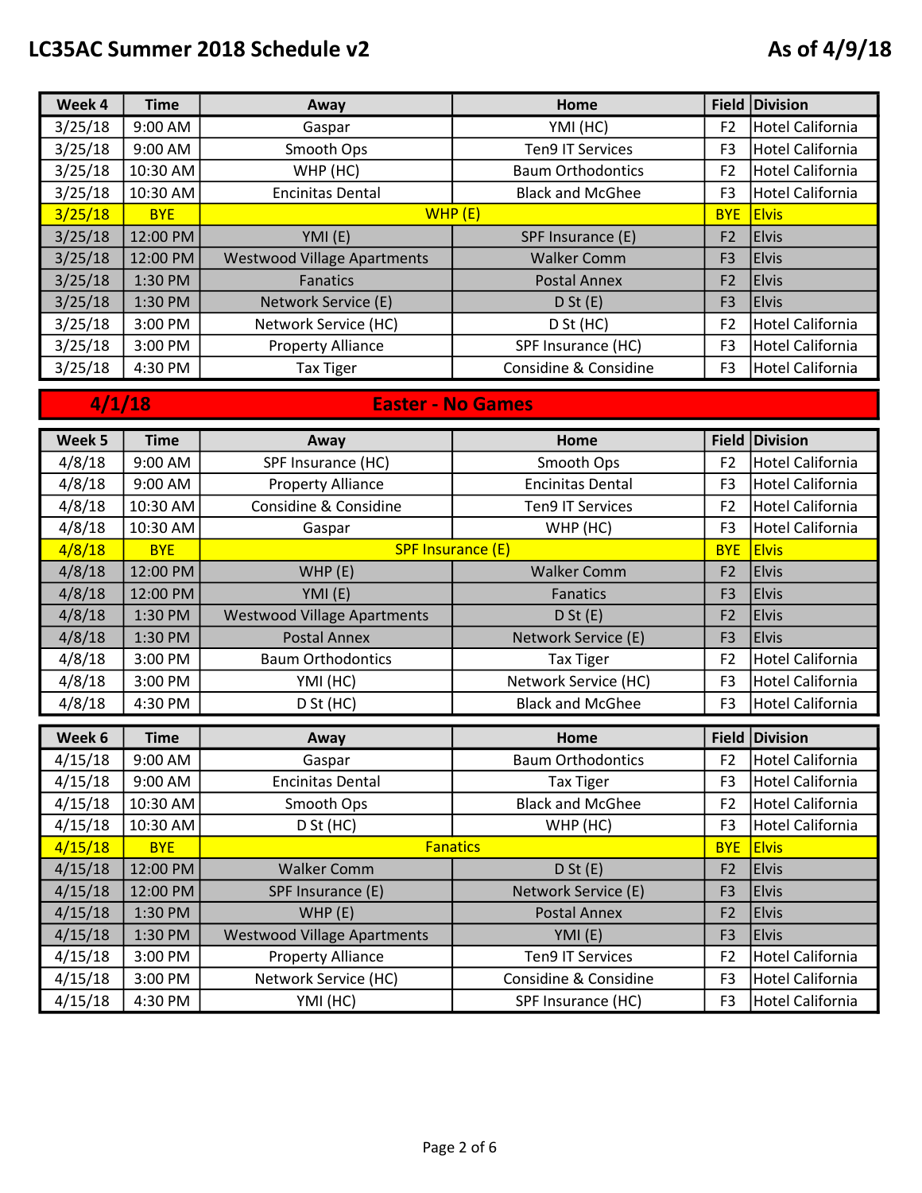# LC35AC Summer 2018 Schedule v2

As of 4/9/18

| Week 4 | Time | Away | Home | Field | Division |
|---|---|---|---|---|---|
| 3/25/18 | 9:00 AM | Gaspar | YMI (HC) | F2 | Hotel California |
| 3/25/18 | 9:00 AM | Smooth Ops | Ten9 IT Services | F3 | Hotel California |
| 3/25/18 | 10:30 AM | WHP (HC) | Baum Orthodontics | F2 | Hotel California |
| 3/25/18 | 10:30 AM | Encinitas Dental | Black and McGhee | F3 | Hotel California |
| 3/25/18 | BYE | WHP (E) | | BYE | Elvis |
| 3/25/18 | 12:00 PM | YMI (E) | SPF Insurance (E) | F2 | Elvis |
| 3/25/18 | 12:00 PM | Westwood Village Apartments | Walker Comm | F3 | Elvis |
| 3/25/18 | 1:30 PM | Fanatics | Postal Annex | F2 | Elvis |
| 3/25/18 | 1:30 PM | Network Service (E) | D St (E) | F3 | Elvis |
| 3/25/18 | 3:00 PM | Network Service (HC) | D St (HC) | F2 | Hotel California |
| 3/25/18 | 3:00 PM | Property Alliance | SPF Insurance (HC) | F3 | Hotel California |
| 3/25/18 | 4:30 PM | Tax Tiger | Considine & Considine | F3 | Hotel California |

**4/1/18 — Easter - No Games**

| Week 5 | Time | Away | Home | Field | Division |
|---|---|---|---|---|---|
| 4/8/18 | 9:00 AM | SPF Insurance (HC) | Smooth Ops | F2 | Hotel California |
| 4/8/18 | 9:00 AM | Property Alliance | Encinitas Dental | F3 | Hotel California |
| 4/8/18 | 10:30 AM | Considine & Considine | Ten9 IT Services | F2 | Hotel California |
| 4/8/18 | 10:30 AM | Gaspar | WHP (HC) | F3 | Hotel California |
| 4/8/18 | BYE | SPF Insurance (E) | | BYE | Elvis |
| 4/8/18 | 12:00 PM | WHP (E) | Walker Comm | F2 | Elvis |
| 4/8/18 | 12:00 PM | YMI (E) | Fanatics | F3 | Elvis |
| 4/8/18 | 1:30 PM | Westwood Village Apartments | D St (E) | F2 | Elvis |
| 4/8/18 | 1:30 PM | Postal Annex | Network Service (E) | F3 | Elvis |
| 4/8/18 | 3:00 PM | Baum Orthodontics | Tax Tiger | F2 | Hotel California |
| 4/8/18 | 3:00 PM | YMI (HC) | Network Service (HC) | F3 | Hotel California |
| 4/8/18 | 4:30 PM | D St (HC) | Black and McGhee | F3 | Hotel California |

| Week 6 | Time | Away | Home | Field | Division |
|---|---|---|---|---|---|
| 4/15/18 | 9:00 AM | Gaspar | Baum Orthodontics | F2 | Hotel California |
| 4/15/18 | 9:00 AM | Encinitas Dental | Tax Tiger | F3 | Hotel California |
| 4/15/18 | 10:30 AM | Smooth Ops | Black and McGhee | F2 | Hotel California |
| 4/15/18 | 10:30 AM | D St (HC) | WHP (HC) | F3 | Hotel California |
| 4/15/18 | BYE | Fanatics | | BYE | Elvis |
| 4/15/18 | 12:00 PM | Walker Comm | D St (E) | F2 | Elvis |
| 4/15/18 | 12:00 PM | SPF Insurance (E) | Network Service (E) | F3 | Elvis |
| 4/15/18 | 1:30 PM | WHP (E) | Postal Annex | F2 | Elvis |
| 4/15/18 | 1:30 PM | Westwood Village Apartments | YMI (E) | F3 | Elvis |
| 4/15/18 | 3:00 PM | Property Alliance | Ten9 IT Services | F2 | Hotel California |
| 4/15/18 | 3:00 PM | Network Service (HC) | Considine & Considine | F3 | Hotel California |
| 4/15/18 | 4:30 PM | YMI (HC) | SPF Insurance (HC) | F3 | Hotel California |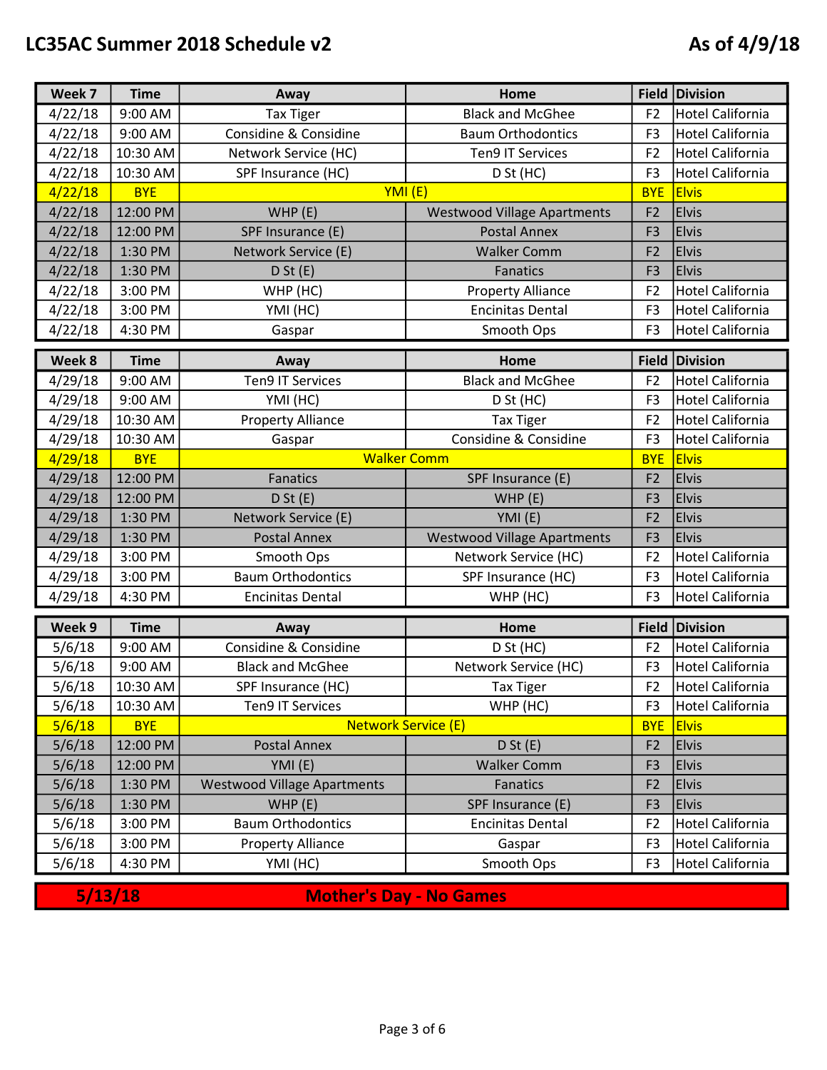# LC35AC Summer 2018 Schedule v2

As of 4/9/18

| Week 7 | Time | Away | Home | Field | Division |
|---|---|---|---|---|---|
| 4/22/18 | 9:00 AM | Tax Tiger | Black and McGhee | F2 | Hotel California |
| 4/22/18 | 9:00 AM | Considine & Considine | Baum Orthodontics | F3 | Hotel California |
| 4/22/18 | 10:30 AM | Network Service (HC) | Ten9 IT Services | F2 | Hotel California |
| 4/22/18 | 10:30 AM | SPF Insurance (HC) | D St (HC) | F3 | Hotel California |
| 4/22/18 | BYE | YMI (E) | | BYE | Elvis |
| 4/22/18 | 12:00 PM | WHP (E) | Westwood Village Apartments | F2 | Elvis |
| 4/22/18 | 12:00 PM | SPF Insurance (E) | Postal Annex | F3 | Elvis |
| 4/22/18 | 1:30 PM | Network Service (E) | Walker Comm | F2 | Elvis |
| 4/22/18 | 1:30 PM | D St (E) | Fanatics | F3 | Elvis |
| 4/22/18 | 3:00 PM | WHP (HC) | Property Alliance | F2 | Hotel California |
| 4/22/18 | 3:00 PM | YMI (HC) | Encinitas Dental | F3 | Hotel California |
| 4/22/18 | 4:30 PM | Gaspar | Smooth Ops | F3 | Hotel California |

| Week 8 | Time | Away | Home | Field | Division |
|---|---|---|---|---|---|
| 4/29/18 | 9:00 AM | Ten9 IT Services | Black and McGhee | F2 | Hotel California |
| 4/29/18 | 9:00 AM | YMI (HC) | D St (HC) | F3 | Hotel California |
| 4/29/18 | 10:30 AM | Property Alliance | Tax Tiger | F2 | Hotel California |
| 4/29/18 | 10:30 AM | Gaspar | Considine & Considine | F3 | Hotel California |
| 4/29/18 | BYE | Walker Comm | | BYE | Elvis |
| 4/29/18 | 12:00 PM | Fanatics | SPF Insurance (E) | F2 | Elvis |
| 4/29/18 | 12:00 PM | D St (E) | WHP (E) | F3 | Elvis |
| 4/29/18 | 1:30 PM | Network Service (E) | YMI (E) | F2 | Elvis |
| 4/29/18 | 1:30 PM | Postal Annex | Westwood Village Apartments | F3 | Elvis |
| 4/29/18 | 3:00 PM | Smooth Ops | Network Service (HC) | F2 | Hotel California |
| 4/29/18 | 3:00 PM | Baum Orthodontics | SPF Insurance (HC) | F3 | Hotel California |
| 4/29/18 | 4:30 PM | Encinitas Dental | WHP (HC) | F3 | Hotel California |

| Week 9 | Time | Away | Home | Field | Division |
|---|---|---|---|---|---|
| 5/6/18 | 9:00 AM | Considine & Considine | D St (HC) | F2 | Hotel California |
| 5/6/18 | 9:00 AM | Black and McGhee | Network Service (HC) | F3 | Hotel California |
| 5/6/18 | 10:30 AM | SPF Insurance (HC) | Tax Tiger | F2 | Hotel California |
| 5/6/18 | 10:30 AM | Ten9 IT Services | WHP (HC) | F3 | Hotel California |
| 5/6/18 | BYE | Network Service (E) | | BYE | Elvis |
| 5/6/18 | 12:00 PM | Postal Annex | D St (E) | F2 | Elvis |
| 5/6/18 | 12:00 PM | YMI (E) | Walker Comm | F3 | Elvis |
| 5/6/18 | 1:30 PM | Westwood Village Apartments | Fanatics | F2 | Elvis |
| 5/6/18 | 1:30 PM | WHP (E) | SPF Insurance (E) | F3 | Elvis |
| 5/6/18 | 3:00 PM | Baum Orthodontics | Encinitas Dental | F2 | Hotel California |
| 5/6/18 | 3:00 PM | Property Alliance | Gaspar | F3 | Hotel California |
| 5/6/18 | 4:30 PM | YMI (HC) | Smooth Ops | F3 | Hotel California |

**5/13/18 — Mother's Day - No Games**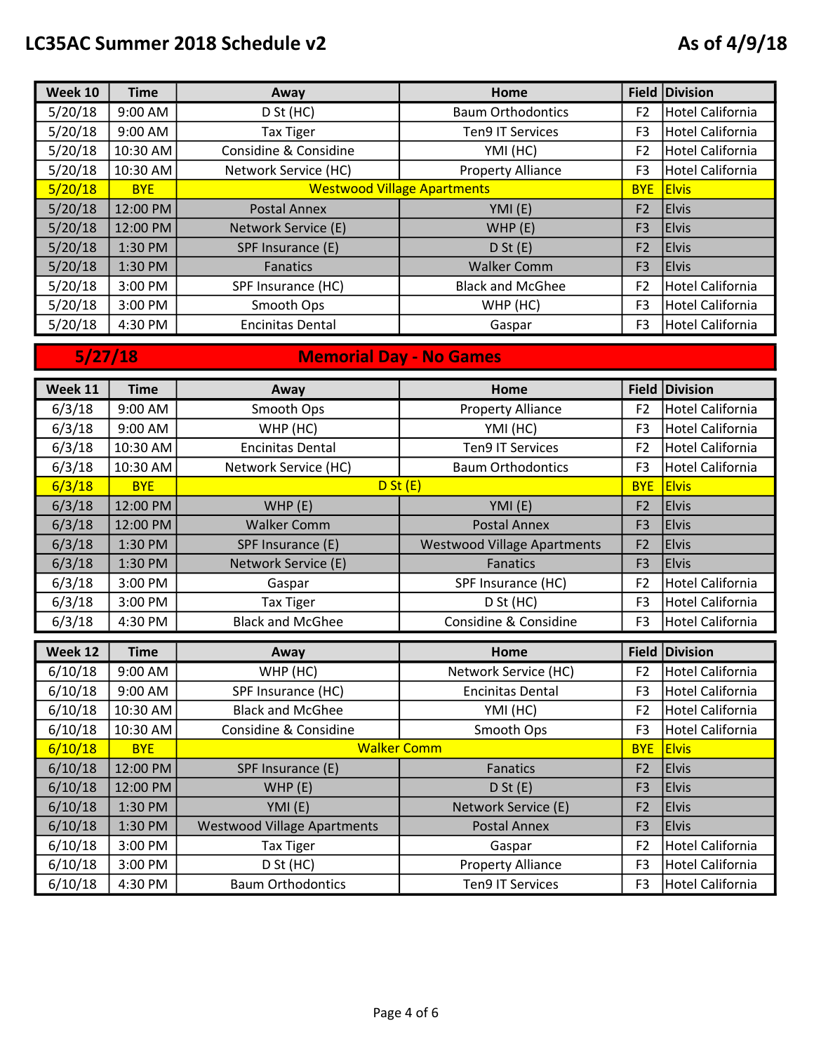# LC35AC Summer 2018 Schedule v2

As of 4/9/18

| Week 10 | Time | Away | Home | Field | Division |
|---|---|---|---|---|---|
| 5/20/18 | 9:00 AM | D St (HC) | Baum Orthodontics | F2 | Hotel California |
| 5/20/18 | 9:00 AM | Tax Tiger | Ten9 IT Services | F3 | Hotel California |
| 5/20/18 | 10:30 AM | Considine & Considine | YMI (HC) | F2 | Hotel California |
| 5/20/18 | 10:30 AM | Network Service (HC) | Property Alliance | F3 | Hotel California |
| 5/20/18 | BYE | Westwood Village Apartments | | BYE | Elvis |
| 5/20/18 | 12:00 PM | Postal Annex | YMI (E) | F2 | Elvis |
| 5/20/18 | 12:00 PM | Network Service (E) | WHP (E) | F3 | Elvis |
| 5/20/18 | 1:30 PM | SPF Insurance (E) | D St (E) | F2 | Elvis |
| 5/20/18 | 1:30 PM | Fanatics | Walker Comm | F3 | Elvis |
| 5/20/18 | 3:00 PM | SPF Insurance (HC) | Black and McGhee | F2 | Hotel California |
| 5/20/18 | 3:00 PM | Smooth Ops | WHP (HC) | F3 | Hotel California |
| 5/20/18 | 4:30 PM | Encinitas Dental | Gaspar | F3 | Hotel California |

**5/27/18 — Memorial Day - No Games**

| Week 11 | Time | Away | Home | Field | Division |
|---|---|---|---|---|---|
| 6/3/18 | 9:00 AM | Smooth Ops | Property Alliance | F2 | Hotel California |
| 6/3/18 | 9:00 AM | WHP (HC) | YMI (HC) | F3 | Hotel California |
| 6/3/18 | 10:30 AM | Encinitas Dental | Ten9 IT Services | F2 | Hotel California |
| 6/3/18 | 10:30 AM | Network Service (HC) | Baum Orthodontics | F3 | Hotel California |
| 6/3/18 | BYE | D St (E) | | BYE | Elvis |
| 6/3/18 | 12:00 PM | WHP (E) | YMI (E) | F2 | Elvis |
| 6/3/18 | 12:00 PM | Walker Comm | Postal Annex | F3 | Elvis |
| 6/3/18 | 1:30 PM | SPF Insurance (E) | Westwood Village Apartments | F2 | Elvis |
| 6/3/18 | 1:30 PM | Network Service (E) | Fanatics | F3 | Elvis |
| 6/3/18 | 3:00 PM | Gaspar | SPF Insurance (HC) | F2 | Hotel California |
| 6/3/18 | 3:00 PM | Tax Tiger | D St (HC) | F3 | Hotel California |
| 6/3/18 | 4:30 PM | Black and McGhee | Considine & Considine | F3 | Hotel California |

| Week 12 | Time | Away | Home | Field | Division |
|---|---|---|---|---|---|
| 6/10/18 | 9:00 AM | WHP (HC) | Network Service (HC) | F2 | Hotel California |
| 6/10/18 | 9:00 AM | SPF Insurance (HC) | Encinitas Dental | F3 | Hotel California |
| 6/10/18 | 10:30 AM | Black and McGhee | YMI (HC) | F2 | Hotel California |
| 6/10/18 | 10:30 AM | Considine & Considine | Smooth Ops | F3 | Hotel California |
| 6/10/18 | BYE | Walker Comm | | BYE | Elvis |
| 6/10/18 | 12:00 PM | SPF Insurance (E) | Fanatics | F2 | Elvis |
| 6/10/18 | 12:00 PM | WHP (E) | D St (E) | F3 | Elvis |
| 6/10/18 | 1:30 PM | YMI (E) | Network Service (E) | F2 | Elvis |
| 6/10/18 | 1:30 PM | Westwood Village Apartments | Postal Annex | F3 | Elvis |
| 6/10/18 | 3:00 PM | Tax Tiger | Gaspar | F2 | Hotel California |
| 6/10/18 | 3:00 PM | D St (HC) | Property Alliance | F3 | Hotel California |
| 6/10/18 | 4:30 PM | Baum Orthodontics | Ten9 IT Services | F3 | Hotel California |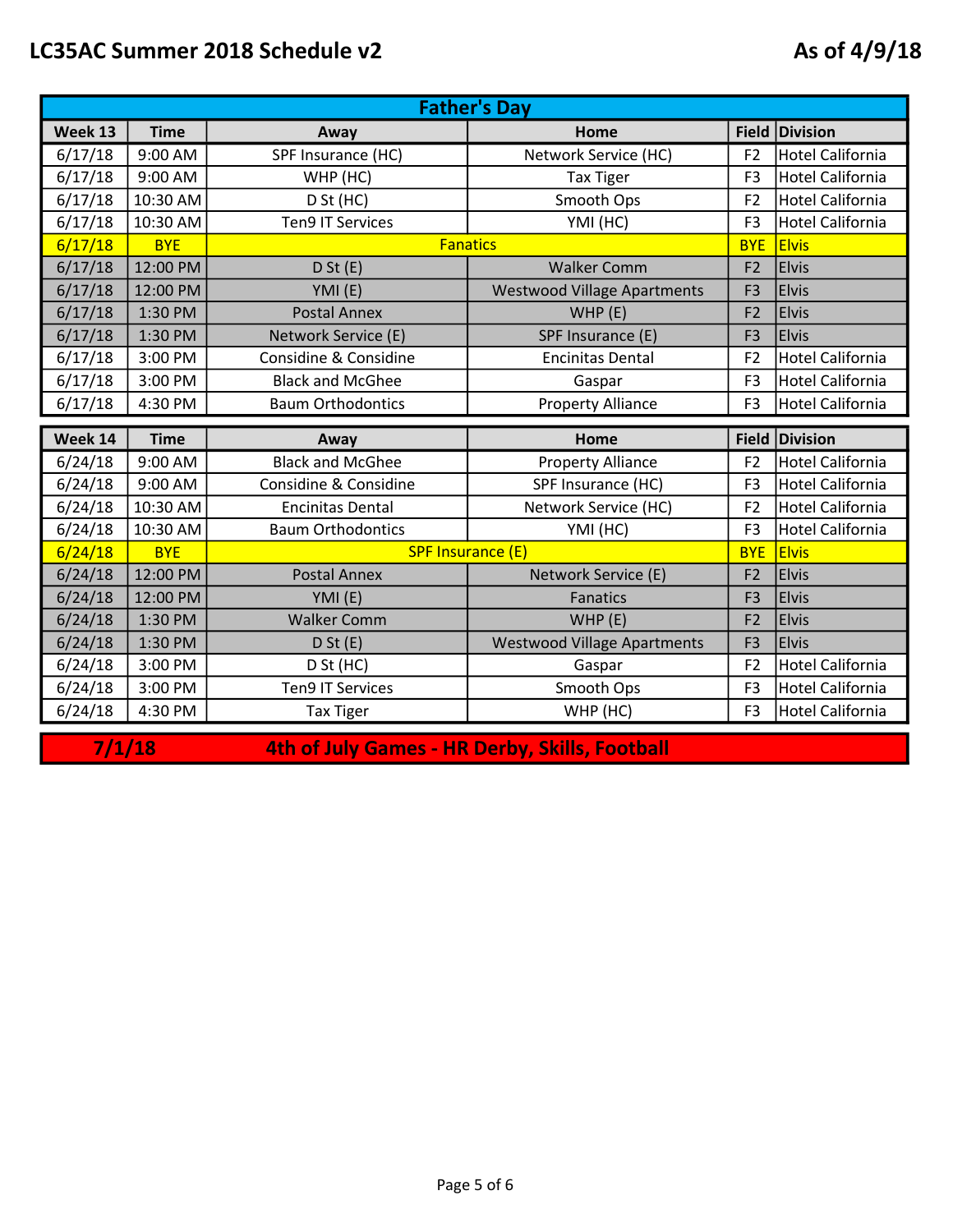# LC35AC Summer 2018 Schedule v2

**As of 4/9/18**

**Father's Day**

| Week 13 | Time | Away | Home | Field | Division |
|---|---|---|---|---|---|
| 6/17/18 | 9:00 AM | SPF Insurance (HC) | Network Service (HC) | F2 | Hotel California |
| 6/17/18 | 9:00 AM | WHP (HC) | Tax Tiger | F3 | Hotel California |
| 6/17/18 | 10:30 AM | D St (HC) | Smooth Ops | F2 | Hotel California |
| 6/17/18 | 10:30 AM | Ten9 IT Services | YMI (HC) | F3 | Hotel California |
| 6/17/18 | BYE | Fanatics | | BYE | Elvis |
| 6/17/18 | 12:00 PM | D St (E) | Walker Comm | F2 | Elvis |
| 6/17/18 | 12:00 PM | YMI (E) | Westwood Village Apartments | F3 | Elvis |
| 6/17/18 | 1:30 PM | Postal Annex | WHP (E) | F2 | Elvis |
| 6/17/18 | 1:30 PM | Network Service (E) | SPF Insurance (E) | F3 | Elvis |
| 6/17/18 | 3:00 PM | Considine & Considine | Encinitas Dental | F2 | Hotel California |
| 6/17/18 | 3:00 PM | Black and McGhee | Gaspar | F3 | Hotel California |
| 6/17/18 | 4:30 PM | Baum Orthodontics | Property Alliance | F3 | Hotel California |

| Week 14 | Time | Away | Home | Field | Division |
|---|---|---|---|---|---|
| 6/24/18 | 9:00 AM | Black and McGhee | Property Alliance | F2 | Hotel California |
| 6/24/18 | 9:00 AM | Considine & Considine | SPF Insurance (HC) | F3 | Hotel California |
| 6/24/18 | 10:30 AM | Encinitas Dental | Network Service (HC) | F2 | Hotel California |
| 6/24/18 | 10:30 AM | Baum Orthodontics | YMI (HC) | F3 | Hotel California |
| 6/24/18 | BYE | SPF Insurance (E) | | BYE | Elvis |
| 6/24/18 | 12:00 PM | Postal Annex | Network Service (E) | F2 | Elvis |
| 6/24/18 | 12:00 PM | YMI (E) | Fanatics | F3 | Elvis |
| 6/24/18 | 1:30 PM | Walker Comm | WHP (E) | F2 | Elvis |
| 6/24/18 | 1:30 PM | D St (E) | Westwood Village Apartments | F3 | Elvis |
| 6/24/18 | 3:00 PM | D St (HC) | Gaspar | F2 | Hotel California |
| 6/24/18 | 3:00 PM | Ten9 IT Services | Smooth Ops | F3 | Hotel California |
| 6/24/18 | 4:30 PM | Tax Tiger | WHP (HC) | F3 | Hotel California |

**7/1/18 — 4th of July Games - HR Derby, Skills, Football**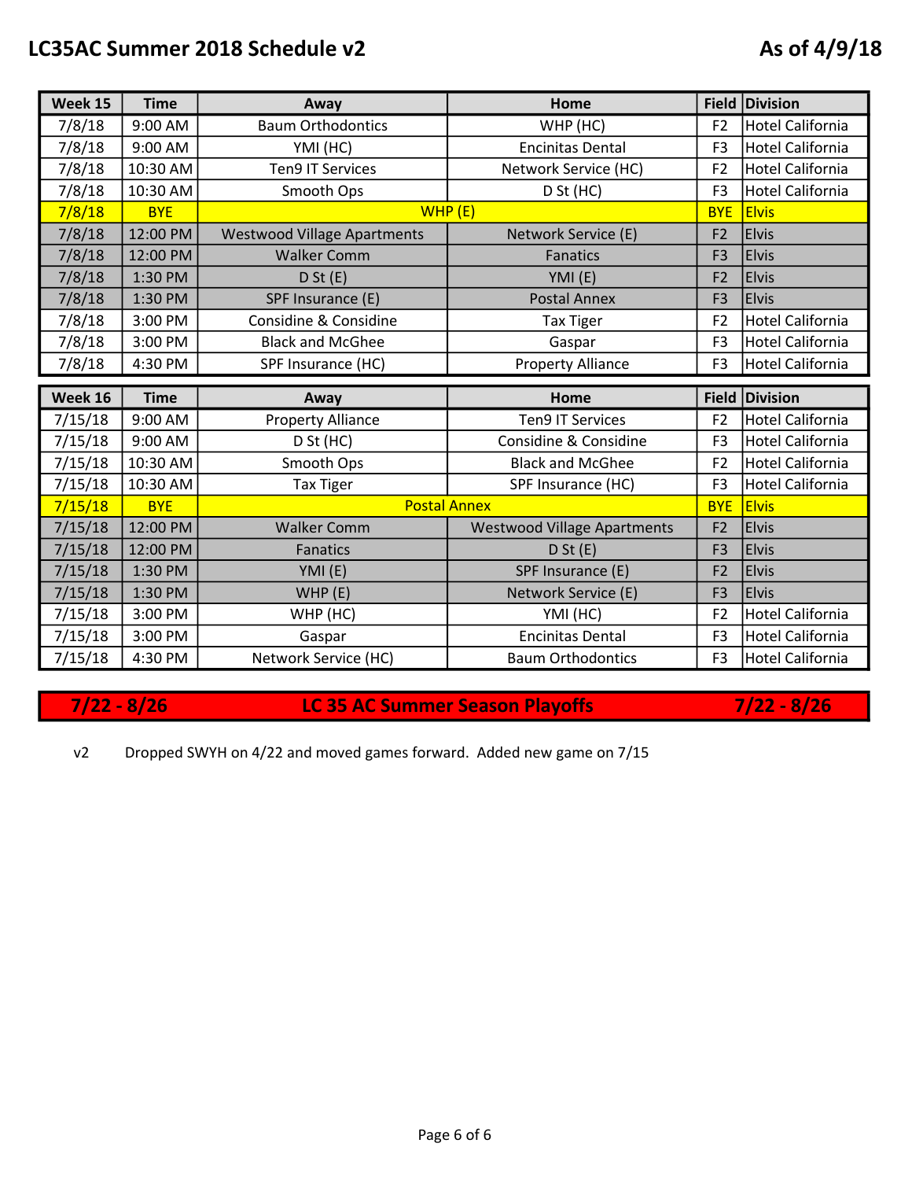# LC35AC Summer 2018 Schedule v2

**As of 4/9/18**

| Week 15 | Time | Away | Home | Field | Division |
|---|---|---|---|---|---|
| 7/8/18 | 9:00 AM | Baum Orthodontics | WHP (HC) | F2 | Hotel California |
| 7/8/18 | 9:00 AM | YMI (HC) | Encinitas Dental | F3 | Hotel California |
| 7/8/18 | 10:30 AM | Ten9 IT Services | Network Service (HC) | F2 | Hotel California |
| 7/8/18 | 10:30 AM | Smooth Ops | D St (HC) | F3 | Hotel California |
| 7/8/18 | BYE | WHP (E) | | BYE | Elvis |
| 7/8/18 | 12:00 PM | Westwood Village Apartments | Network Service (E) | F2 | Elvis |
| 7/8/18 | 12:00 PM | Walker Comm | Fanatics | F3 | Elvis |
| 7/8/18 | 1:30 PM | D St (E) | YMI (E) | F2 | Elvis |
| 7/8/18 | 1:30 PM | SPF Insurance (E) | Postal Annex | F3 | Elvis |
| 7/8/18 | 3:00 PM | Considine & Considine | Tax Tiger | F2 | Hotel California |
| 7/8/18 | 3:00 PM | Black and McGhee | Gaspar | F3 | Hotel California |
| 7/8/18 | 4:30 PM | SPF Insurance (HC) | Property Alliance | F3 | Hotel California |

| Week 16 | Time | Away | Home | Field | Division |
|---|---|---|---|---|---|
| 7/15/18 | 9:00 AM | Property Alliance | Ten9 IT Services | F2 | Hotel California |
| 7/15/18 | 9:00 AM | D St (HC) | Considine & Considine | F3 | Hotel California |
| 7/15/18 | 10:30 AM | Smooth Ops | Black and McGhee | F2 | Hotel California |
| 7/15/18 | 10:30 AM | Tax Tiger | SPF Insurance (HC) | F3 | Hotel California |
| 7/15/18 | BYE | Postal Annex | | BYE | Elvis |
| 7/15/18 | 12:00 PM | Walker Comm | Westwood Village Apartments | F2 | Elvis |
| 7/15/18 | 12:00 PM | Fanatics | D St (E) | F3 | Elvis |
| 7/15/18 | 1:30 PM | YMI (E) | SPF Insurance (E) | F2 | Elvis |
| 7/15/18 | 1:30 PM | WHP (E) | Network Service (E) | F3 | Elvis |
| 7/15/18 | 3:00 PM | WHP (HC) | YMI (HC) | F2 | Hotel California |
| 7/15/18 | 3:00 PM | Gaspar | Encinitas Dental | F3 | Hotel California |
| 7/15/18 | 4:30 PM | Network Service (HC) | Baum Orthodontics | F3 | Hotel California |

**7/22 - 8/26 LC 35 AC Summer Season Playoffs 7/22 - 8/26**

v2 Dropped SWYH on 4/22 and moved games forward. Added new game on 7/15